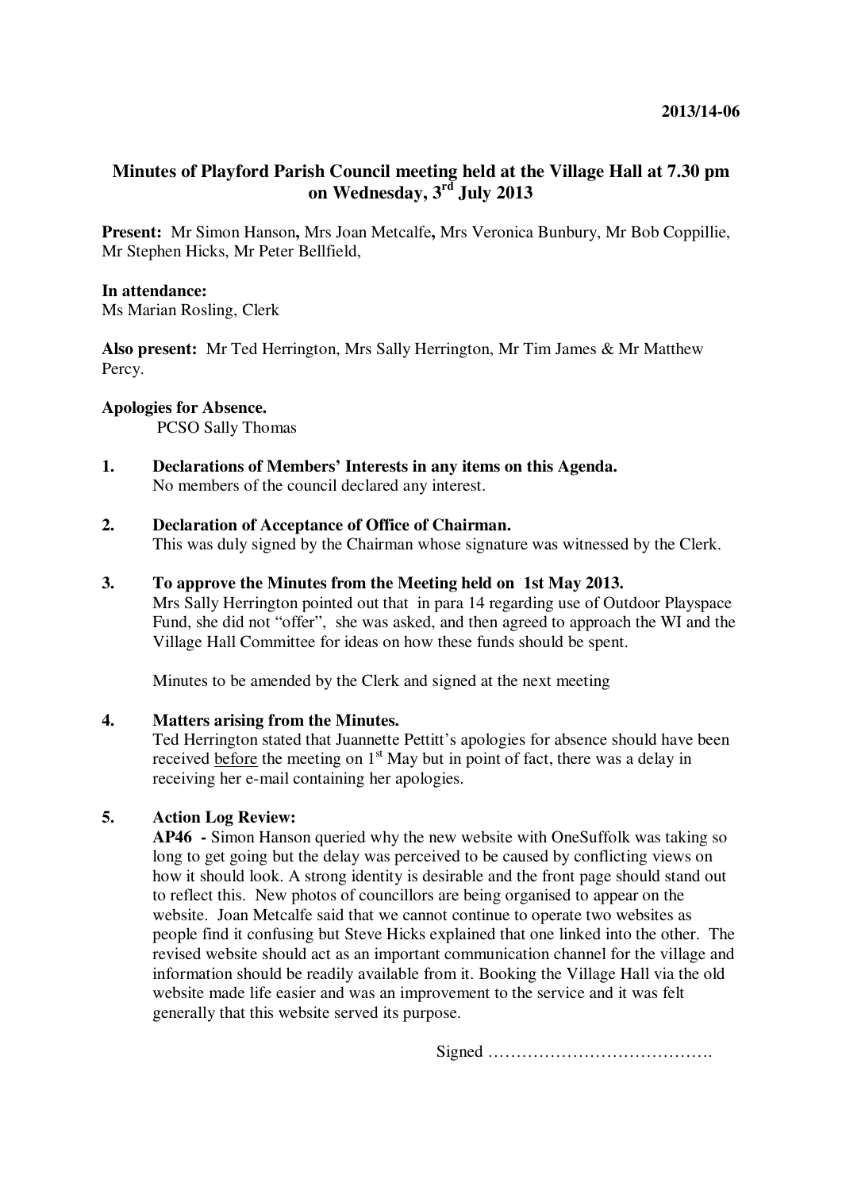2013/14-06

# Minutes of Playford Parish Council meeting held at the Village Hall at 7.30 pm on Wednesday, 3rd July 2013

**Present:** Mr Simon Hanson**,** Mrs Joan Metcalfe**,** Mrs Veronica Bunbury, Mr Bob Coppillie, Mr Stephen Hicks, Mr Peter Bellfield,

**In attendance:**
Ms Marian Rosling, Clerk

**Also present:** Mr Ted Herrington, Mrs Sally Herrington, Mr Tim James & Mr Matthew Percy.

**Apologies for Absence.**
PCSO Sally Thomas

**1. Declarations of Members' Interests in any items on this Agenda.**
No members of the council declared any interest.

**2. Declaration of Acceptance of Office of Chairman.**
This was duly signed by the Chairman whose signature was witnessed by the Clerk.

**3. To approve the Minutes from the Meeting held on 1st May 2013.**
Mrs Sally Herrington pointed out that in para 14 regarding use of Outdoor Playspace Fund, she did not "offer", she was asked, and then agreed to approach the WI and the Village Hall Committee for ideas on how these funds should be spent.

Minutes to be amended by the Clerk and signed at the next meeting

**4. Matters arising from the Minutes.**
Ted Herrington stated that Juannette Pettitt's apologies for absence should have been received <u>before</u> the meeting on 1st May but in point of fact, there was a delay in receiving her e-mail containing her apologies.

**5. Action Log Review:**
**AP46 -** Simon Hanson queried why the new website with OneSuffolk was taking so long to get going but the delay was perceived to be caused by conflicting views on how it should look. A strong identity is desirable and the front page should stand out to reflect this. New photos of councillors are being organised to appear on the website. Joan Metcalfe said that we cannot continue to operate two websites as people find it confusing but Steve Hicks explained that one linked into the other. The revised website should act as an important communication channel for the village and information should be readily available from it. Booking the Village Hall via the old website made life easier and was an improvement to the service and it was felt generally that this website served its purpose.

Signed ………………………………….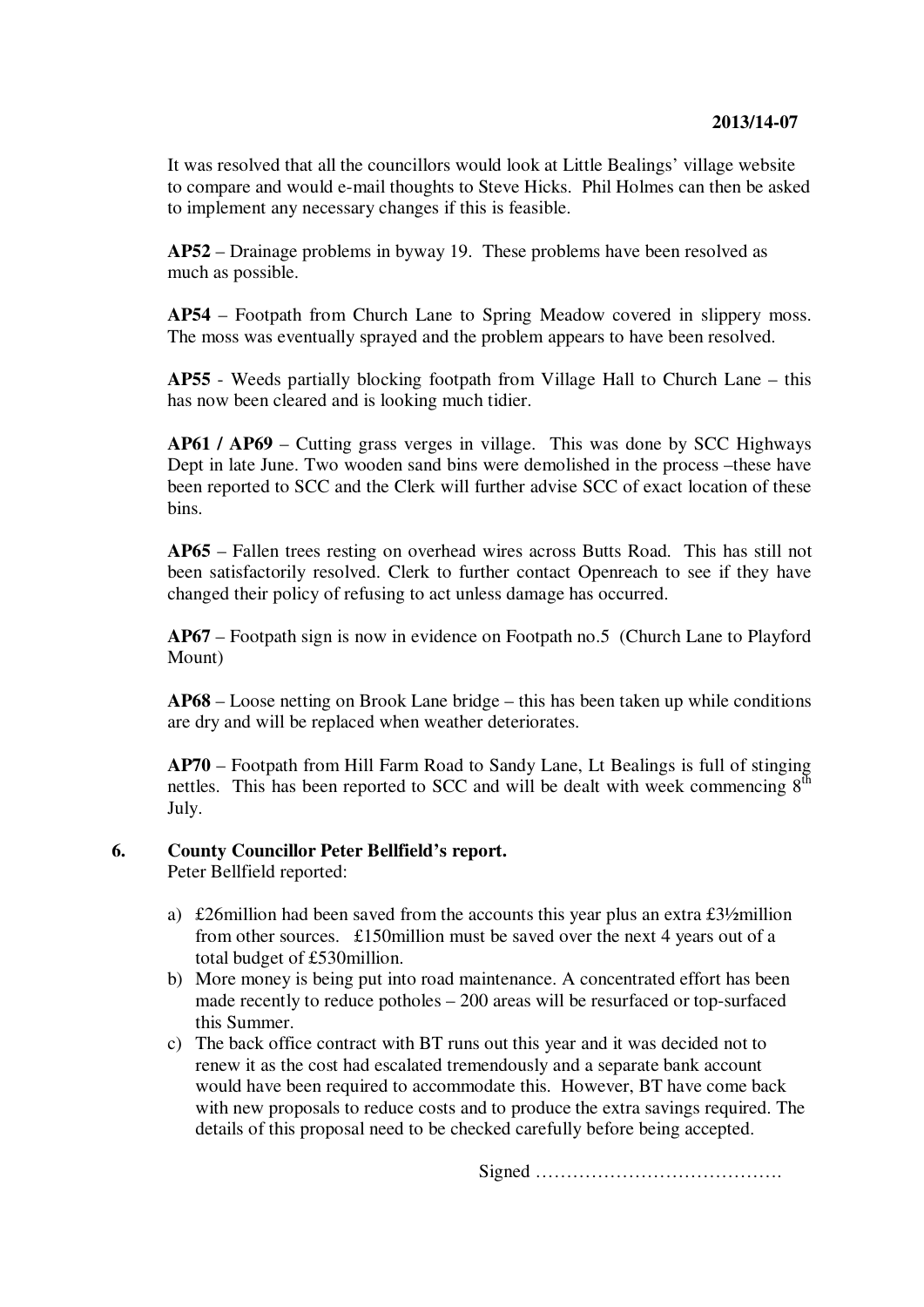It was resolved that all the councillors would look at Little Bealings' village website to compare and would e-mail thoughts to Steve Hicks. Phil Holmes can then be asked to implement any necessary changes if this is feasible.

**AP52** – Drainage problems in byway 19. These problems have been resolved as much as possible.

**AP54** – Footpath from Church Lane to Spring Meadow covered in slippery moss. The moss was eventually sprayed and the problem appears to have been resolved.

**AP55** - Weeds partially blocking footpath from Village Hall to Church Lane – this has now been cleared and is looking much tidier.

**AP61 / AP69** – Cutting grass verges in village. This was done by SCC Highways Dept in late June. Two wooden sand bins were demolished in the process –these have been reported to SCC and the Clerk will further advise SCC of exact location of these bins.

**AP65** – Fallen trees resting on overhead wires across Butts Road. This has still not been satisfactorily resolved. Clerk to further contact Openreach to see if they have changed their policy of refusing to act unless damage has occurred.

**AP67** – Footpath sign is now in evidence on Footpath no.5 (Church Lane to Playford Mount)

**AP68** – Loose netting on Brook Lane bridge – this has been taken up while conditions are dry and will be replaced when weather deteriorates.

**AP70** – Footpath from Hill Farm Road to Sandy Lane, Lt Bealings is full of stinging nettles. This has been reported to SCC and will be dealt with week commencing 8th July.

**6. County Councillor Peter Bellfield's report.**

Peter Bellfield reported:

a) £26million had been saved from the accounts this year plus an extra £3½million from other sources. £150million must be saved over the next 4 years out of a total budget of £530million.
b) More money is being put into road maintenance. A concentrated effort has been made recently to reduce potholes – 200 areas will be resurfaced or top-surfaced this Summer.
c) The back office contract with BT runs out this year and it was decided not to renew it as the cost had escalated tremendously and a separate bank account would have been required to accommodate this. However, BT have come back with new proposals to reduce costs and to produce the extra savings required. The details of this proposal need to be checked carefully before being accepted.

Signed ………………………………….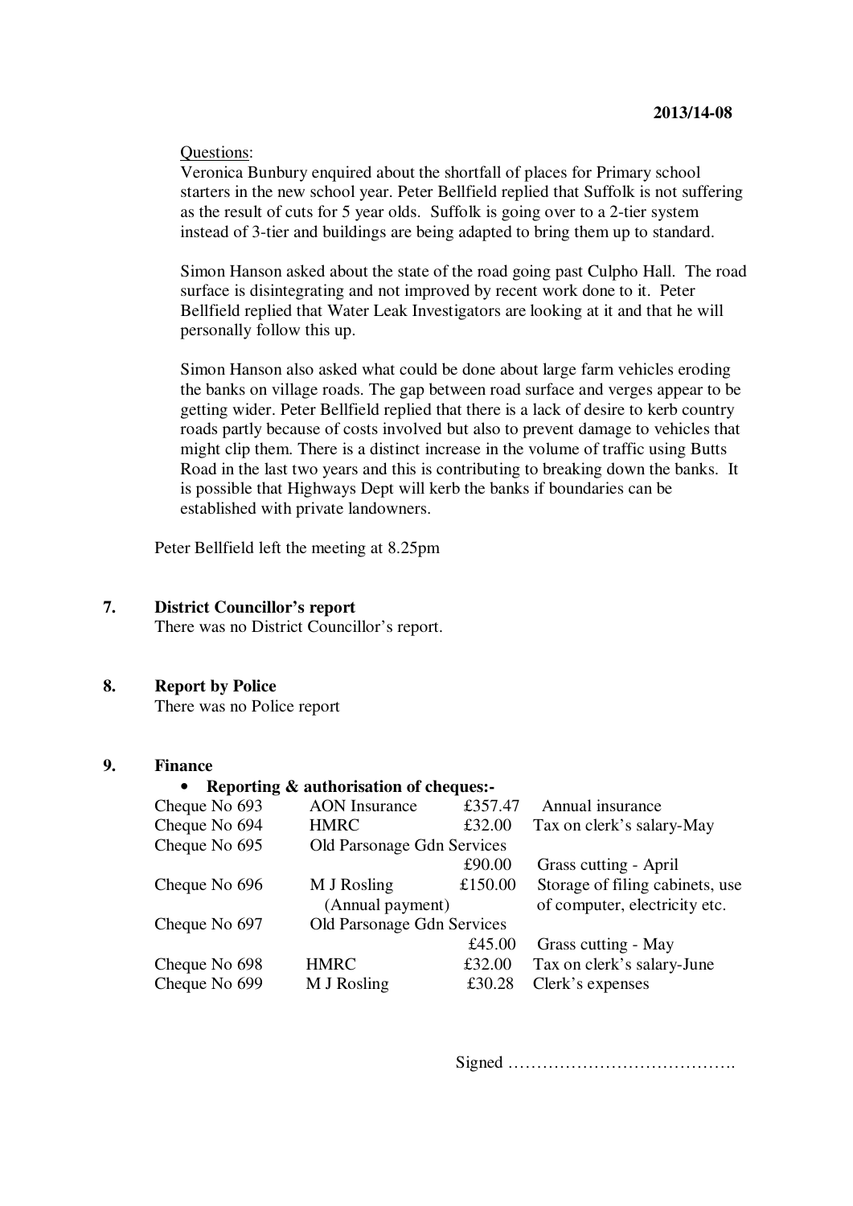2013/14-08

Questions:

Veronica Bunbury enquired about the shortfall of places for Primary school starters in the new school year. Peter Bellfield replied that Suffolk is not suffering as the result of cuts for 5 year olds. Suffolk is going over to a 2-tier system instead of 3-tier and buildings are being adapted to bring them up to standard.

Simon Hanson asked about the state of the road going past Culpho Hall. The road surface is disintegrating and not improved by recent work done to it. Peter Bellfield replied that Water Leak Investigators are looking at it and that he will personally follow this up.

Simon Hanson also asked what could be done about large farm vehicles eroding the banks on village roads. The gap between road surface and verges appear to be getting wider. Peter Bellfield replied that there is a lack of desire to kerb country roads partly because of costs involved but also to prevent damage to vehicles that might clip them. There is a distinct increase in the volume of traffic using Butts Road in the last two years and this is contributing to breaking down the banks. It is possible that Highways Dept will kerb the banks if boundaries can be established with private landowners.

Peter Bellfield left the meeting at 8.25pm

## 7. District Councillor's report

There was no District Councillor's report.

## 8. Report by Police

There was no Police report

## 9. Finance

- **Reporting & authorisation of cheques:-**

| | | | |
|---|---|---|---|
| Cheque No 693 | AON Insurance | £357.47 | Annual insurance |
| Cheque No 694 | HMRC | £32.00 | Tax on clerk's salary-May |
| Cheque No 695 | Old Parsonage Gdn Services | £90.00 | Grass cutting - April |
| Cheque No 696 | M J Rosling (Annual payment) | £150.00 | Storage of filing cabinets, use of computer, electricity etc. |
| Cheque No 697 | Old Parsonage Gdn Services | £45.00 | Grass cutting - May |
| Cheque No 698 | HMRC | £32.00 | Tax on clerk's salary-June |
| Cheque No 699 | M J Rosling | £30.28 | Clerk's expenses |

Signed ………………………………….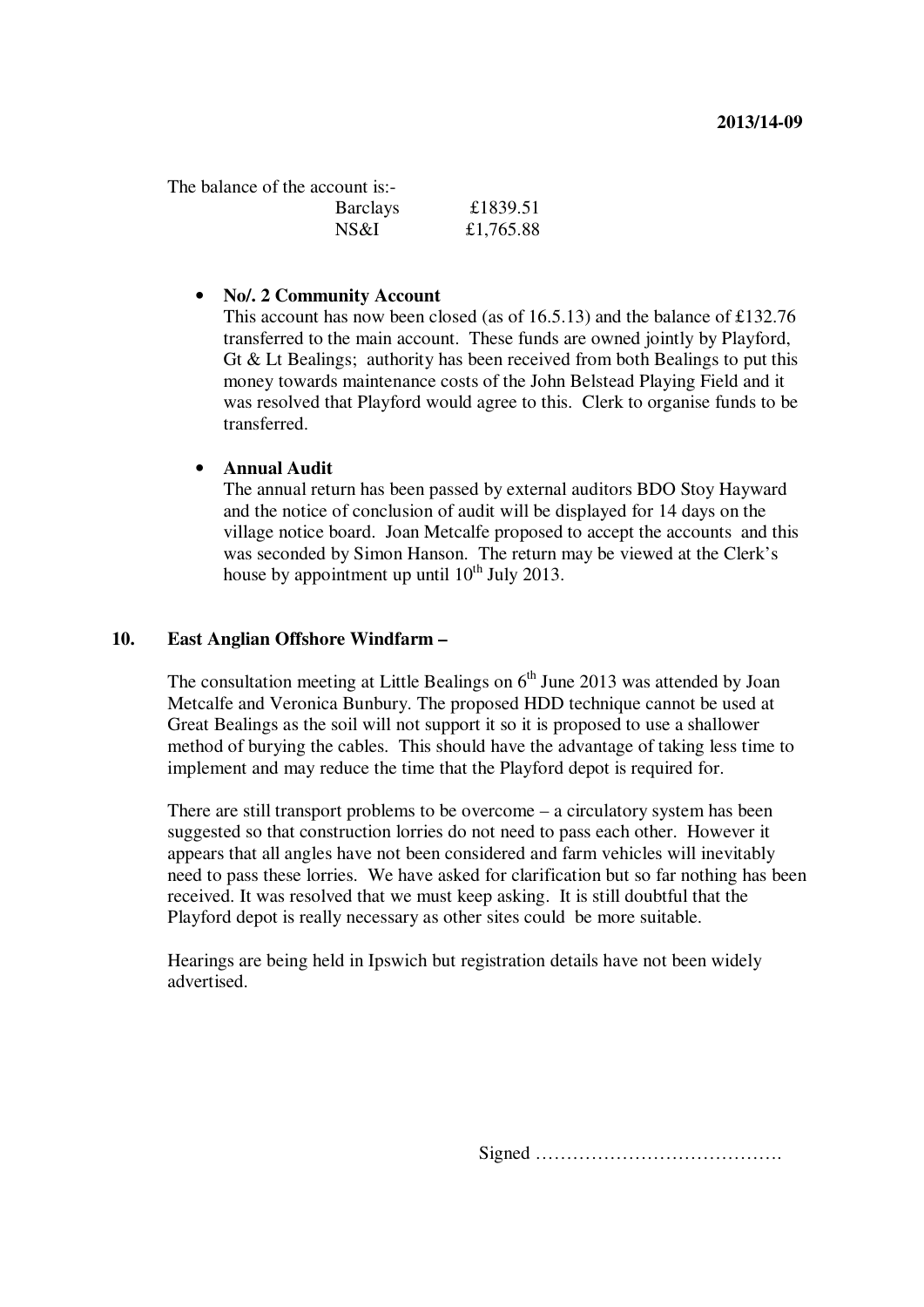The balance of the account is:-

| | |
|---|---|
| Barclays | £1839.51 |
| NS&I | £1,765.88 |

- **No/. 2 Community Account**
  This account has now been closed (as of 16.5.13) and the balance of £132.76 transferred to the main account. These funds are owned jointly by Playford, Gt & Lt Bealings; authority has been received from both Bealings to put this money towards maintenance costs of the John Belstead Playing Field and it was resolved that Playford would agree to this. Clerk to organise funds to be transferred.

- **Annual Audit**
  The annual return has been passed by external auditors BDO Stoy Hayward and the notice of conclusion of audit will be displayed for 14 days on the village notice board. Joan Metcalfe proposed to accept the accounts and this was seconded by Simon Hanson. The return may be viewed at the Clerk's house by appointment up until 10th July 2013.

## 10. East Anglian Offshore Windfarm –

The consultation meeting at Little Bealings on 6th June 2013 was attended by Joan Metcalfe and Veronica Bunbury. The proposed HDD technique cannot be used at Great Bealings as the soil will not support it so it is proposed to use a shallower method of burying the cables. This should have the advantage of taking less time to implement and may reduce the time that the Playford depot is required for.

There are still transport problems to be overcome – a circulatory system has been suggested so that construction lorries do not need to pass each other. However it appears that all angles have not been considered and farm vehicles will inevitably need to pass these lorries. We have asked for clarification but so far nothing has been received. It was resolved that we must keep asking. It is still doubtful that the Playford depot is really necessary as other sites could be more suitable.

Hearings are being held in Ipswich but registration details have not been widely advertised.

Signed ………………………………….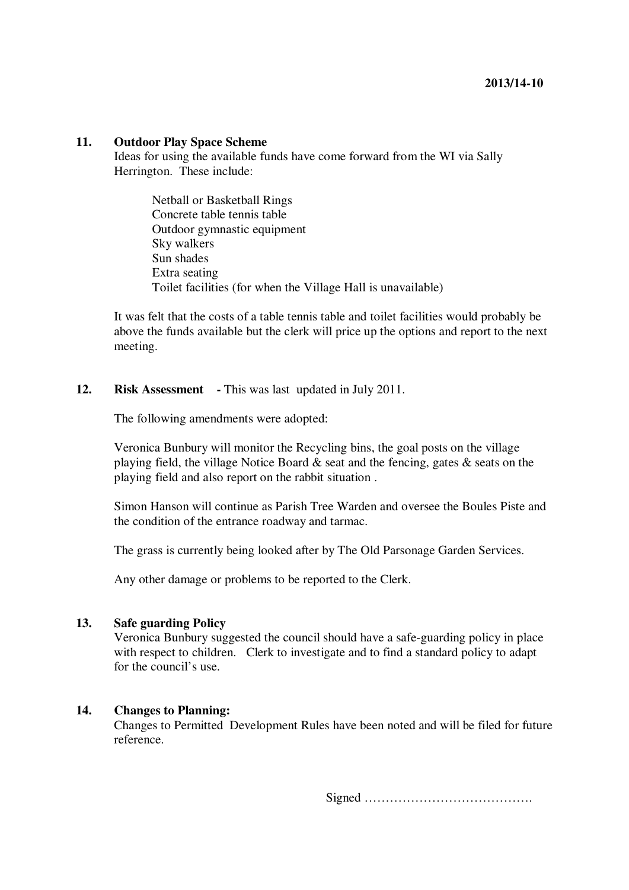**2013/14-10**

**11. Outdoor Play Space Scheme**

Ideas for using the available funds have come forward from the WI via Sally Herrington. These include:

- Netball or Basketball Rings
- Concrete table tennis table
- Outdoor gymnastic equipment
- Sky walkers
- Sun shades
- Extra seating
- Toilet facilities (for when the Village Hall is unavailable)

It was felt that the costs of a table tennis table and toilet facilities would probably be above the funds available but the clerk will price up the options and report to the next meeting.

**12. Risk Assessment - ** This was last updated in July 2011.

The following amendments were adopted:

Veronica Bunbury will monitor the Recycling bins, the goal posts on the village playing field, the village Notice Board & seat and the fencing, gates & seats on the playing field and also report on the rabbit situation .

Simon Hanson will continue as Parish Tree Warden and oversee the Boules Piste and the condition of the entrance roadway and tarmac.

The grass is currently being looked after by The Old Parsonage Garden Services.

Any other damage or problems to be reported to the Clerk.

**13. Safe guarding Policy**

Veronica Bunbury suggested the council should have a safe-guarding policy in place with respect to children. Clerk to investigate and to find a standard policy to adapt for the council's use.

**14. Changes to Planning:**

Changes to Permitted Development Rules have been noted and will be filed for future reference.

Signed ………………………………….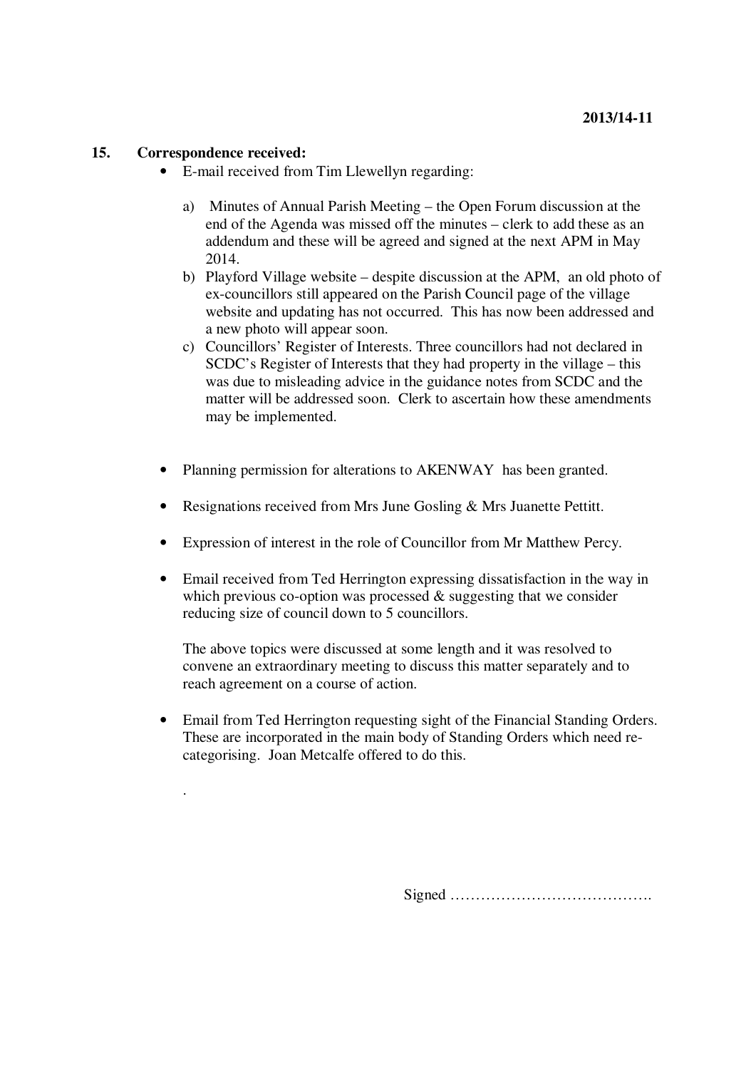2013/14-11

**15. Correspondence received:**

- E-mail received from Tim Llewellyn regarding:

  a) Minutes of Annual Parish Meeting – the Open Forum discussion at the end of the Agenda was missed off the minutes – clerk to add these as an addendum and these will be agreed and signed at the next APM in May 2014.

  b) Playford Village website – despite discussion at the APM, an old photo of ex-councillors still appeared on the Parish Council page of the village website and updating has not occurred. This has now been addressed and a new photo will appear soon.

  c) Councillors' Register of Interests. Three councillors had not declared in SCDC's Register of Interests that they had property in the village – this was due to misleading advice in the guidance notes from SCDC and the matter will be addressed soon. Clerk to ascertain how these amendments may be implemented.

- Planning permission for alterations to AKENWAY has been granted.

- Resignations received from Mrs June Gosling & Mrs Juanette Pettitt.

- Expression of interest in the role of Councillor from Mr Matthew Percy.

- Email received from Ted Herrington expressing dissatisfaction in the way in which previous co-option was processed & suggesting that we consider reducing size of council down to 5 councillors.

  The above topics were discussed at some length and it was resolved to convene an extraordinary meeting to discuss this matter separately and to reach agreement on a course of action.

- Email from Ted Herrington requesting sight of the Financial Standing Orders. These are incorporated in the main body of Standing Orders which need re-categorising. Joan Metcalfe offered to do this.

.

Signed ………………………………….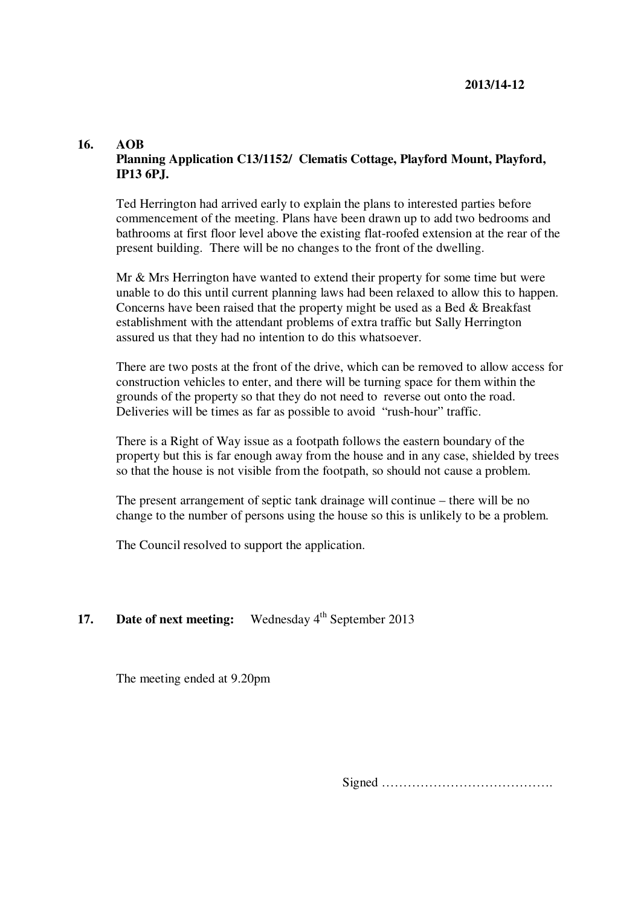**2013/14-12**

## 16. AOB

**Planning Application C13/1152/ Clematis Cottage, Playford Mount, Playford, IP13 6PJ.**

Ted Herrington had arrived early to explain the plans to interested parties before commencement of the meeting. Plans have been drawn up to add two bedrooms and bathrooms at first floor level above the existing flat-roofed extension at the rear of the present building. There will be no changes to the front of the dwelling.

Mr & Mrs Herrington have wanted to extend their property for some time but were unable to do this until current planning laws had been relaxed to allow this to happen. Concerns have been raised that the property might be used as a Bed & Breakfast establishment with the attendant problems of extra traffic but Sally Herrington assured us that they had no intention to do this whatsoever.

There are two posts at the front of the drive, which can be removed to allow access for construction vehicles to enter, and there will be turning space for them within the grounds of the property so that they do not need to reverse out onto the road. Deliveries will be times as far as possible to avoid "rush-hour" traffic.

There is a Right of Way issue as a footpath follows the eastern boundary of the property but this is far enough away from the house and in any case, shielded by trees so that the house is not visible from the footpath, so should not cause a problem.

The present arrangement of septic tank drainage will continue – there will be no change to the number of persons using the house so this is unlikely to be a problem.

The Council resolved to support the application.

## 17. Date of next meeting: Wednesday 4th September 2013

The meeting ended at 9.20pm

Signed ………………………………….